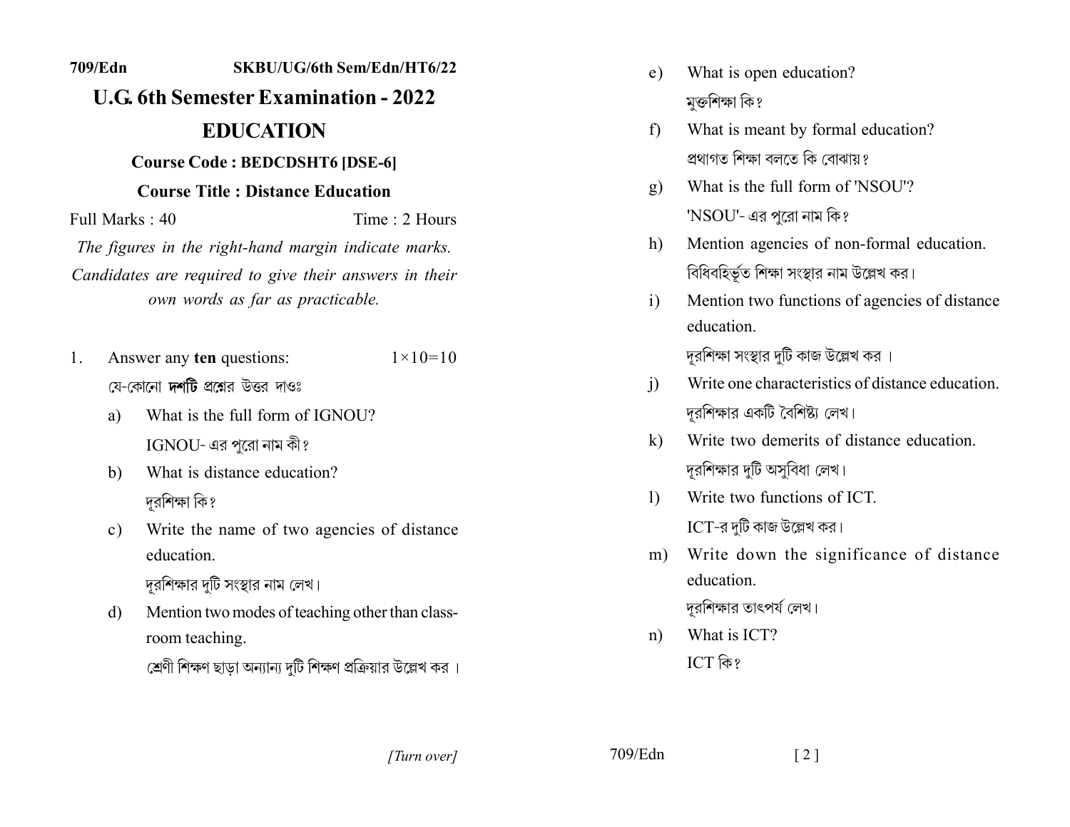709/Edn SKBU/UG/6th Sem/Edn/HT6/22

# U.G. 6th Semester Examination - 2022

# EDUCATION

### Course Code : BEDCDSHT6 [DSE-6]

### Course Title : Distance Education

Full Marks : 40 Time : 2 Hours

*The figures in the right-hand margin indicate marks. Candidates are required to give their answers in their own words as far as practicable.*

1. Answer any **ten** questions: $1\times10=10$

   যে-কোনো **দশটি** প্রশ্নের উত্তর দাওঃ

   a) What is the full form of IGNOU?
   IGNOU- এর পুরো নাম কী?

   b) What is distance education?
   দূরশিক্ষা কি?

   c) Write the name of two agencies of distance education.
   দূরশিক্ষার দুটি সংস্থার নাম লেখ।

   d) Mention two modes of teaching other than class-room teaching.
   শ্রেণী শিক্ষণ ছাড়া অন্যান্য দুটি শিক্ষণ প্রক্রিয়ার উল্লেখ কর।

   e) What is open education?
   মুক্তশিক্ষা কি?

   f) What is meant by formal education?
   প্রথাগত শিক্ষা বলতে কি বোঝায়?

   g) What is the full form of 'NSOU'?
   'NSOU'- এর পুরো নাম কি?

   h) Mention agencies of non-formal education.
   বিধিবহির্ভূত শিক্ষা সংস্থার নাম উল্লেখ কর।

   i) Mention two functions of agencies of distance education.
   দূরশিক্ষা সংস্থার দুটি কাজ উল্লেখ কর।

   j) Write one characteristics of distance education.
   দূরশিক্ষার একটি বৈশিষ্ট্য লেখ।

   k) Write two demerits of distance education.
   দূরশিক্ষার দুটি অসুবিধা লেখ।

   l) Write two functions of ICT.
   ICT-র দুটি কাজ উল্লেখ কর।

   m) Write down the significance of distance education.
   দূরশিক্ষার তাৎপর্য লেখ।

   n) What is ICT?
   ICT কি?

[Turn over]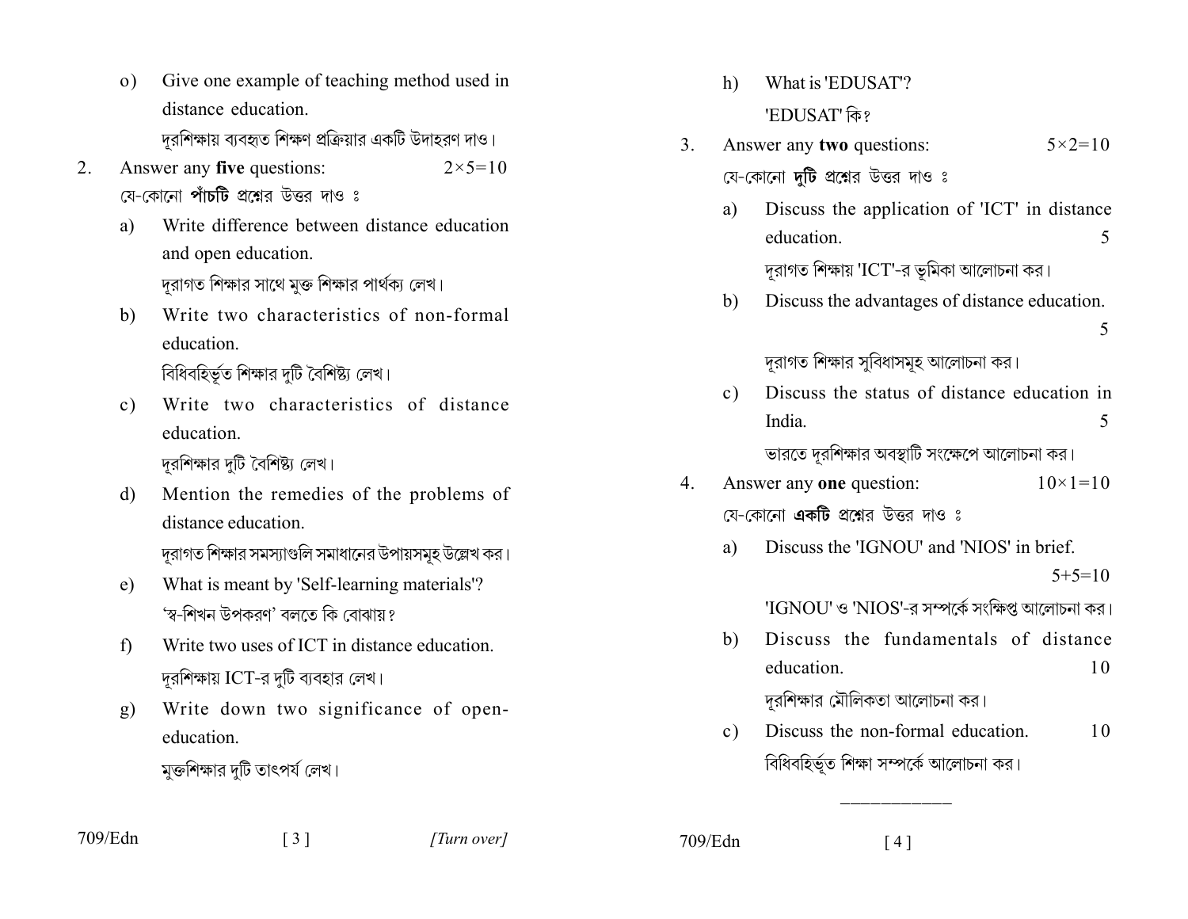o) Give one example of teaching method used in distance education.

দূরশিক্ষায় ব্যবহৃত শিক্ষণ প্রক্রিয়ার একটি উদাহরণ দাও।

2. Answer any **five** questions: $2\times5=10$

যে-কোনো **পাঁচটি** প্রশ্নের উত্তর দাও ঃ

a) Write difference between distance education and open education.

দূরাগত শিক্ষার সাথে মুক্ত শিক্ষার পার্থক্য লেখ।

b) Write two characteristics of non-formal education.

বিধিবহির্ভূত শিক্ষার দুটি বৈশিষ্ট্য লেখ।

c) Write two characteristics of distance education.

দূরশিক্ষার দুটি বৈশিষ্ট্য লেখ।

d) Mention the remedies of the problems of distance education.

দূরাগত শিক্ষার সমস্যাগুলি সমাধানের উপায়সমূহ উল্লেখ কর।

e) What is meant by 'Self-learning materials'?

'স্ব-শিখন উপকরণ' বলতে কি বোঝায়?

f) Write two uses of ICT in distance education.

দূরশিক্ষায় ICT-র দুটি ব্যবহার লেখ।

g) Write down two significance of open-education.

মুক্তশিক্ষার দুটি তাৎপর্য লেখ।

h) What is 'EDUSAT'?

'EDUSAT' কি?

3. Answer any **two** questions: $5\times2=10$

যে-কোনো **দুটি** প্রশ্নের উত্তর দাও ঃ

a) Discuss the application of 'ICT' in distance education. 5

দূরাগত শিক্ষায় 'ICT'-র ভূমিকা আলোচনা কর।

b) Discuss the advantages of distance education. 5

দূরাগত শিক্ষার সুবিধাসমূহ আলোচনা কর।

c) Discuss the status of distance education in India. 5

ভারতে দূরশিক্ষার অবস্থাটি সংক্ষেপে আলোচনা কর।

4. Answer any **one** question: $10\times1=10$

যে-কোনো **একটি** প্রশ্নের উত্তর দাও ঃ

a) Discuss the 'IGNOU' and 'NIOS' in brief. $5+5=10$

'IGNOU' ও 'NIOS'-র সম্পর্কে সংক্ষিপ্ত আলোচনা কর।

b) Discuss the fundamentals of distance education. 10

দূরশিক্ষার মৌলিকতা আলোচনা কর।

c) Discuss the non-formal education. 10

বিধিবহির্ভূত শিক্ষা সম্পর্কে আলোচনা কর।

———————